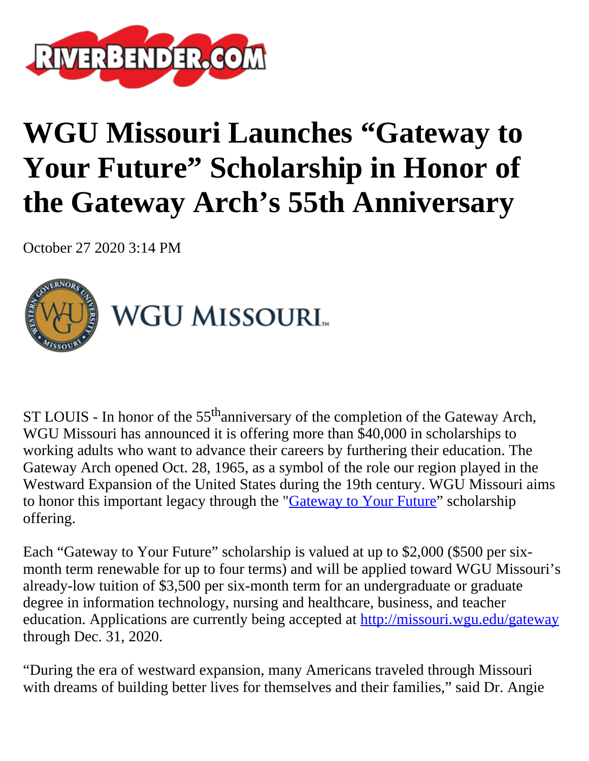# WGU Missouri Launches "Gateway to Your Future" Scholarship in Honor of the Gateway Arch's 55th Anniversary

October 27 2020 3:14 PM

ST LOUIS - In honor of the 55th anniversary of the completion of the Gateway Arch, WGU Missouri has announced it is offering more than $40,000 in scholarships to working adults who want to advance their careers by furthering their education. The Gateway Arch opened Oct. 28, 1965, as a symbol of the role our region played in the Westward Expansion of the United States during the 19th century. WGU Missouri aims to honor this important legacy through the "Gateway to Your Future" scholarship offering.

Each "Gateway to Your Future" scholarship is valued at up to $2,000 ($500 per six-month term renewable for up to four terms) and will be applied toward WGU Missouri's already-low tuition of $3,500 per six-month term for an undergraduate or graduate degree in information technology, nursing and healthcare, business, and teacher education. Applications are currently being accepted at http://missouri.wgu.edu/gateway through Dec. 31, 2020.

"During the era of westward expansion, many Americans traveled through Missouri with dreams of building better lives for themselves and their families," said Dr. Angie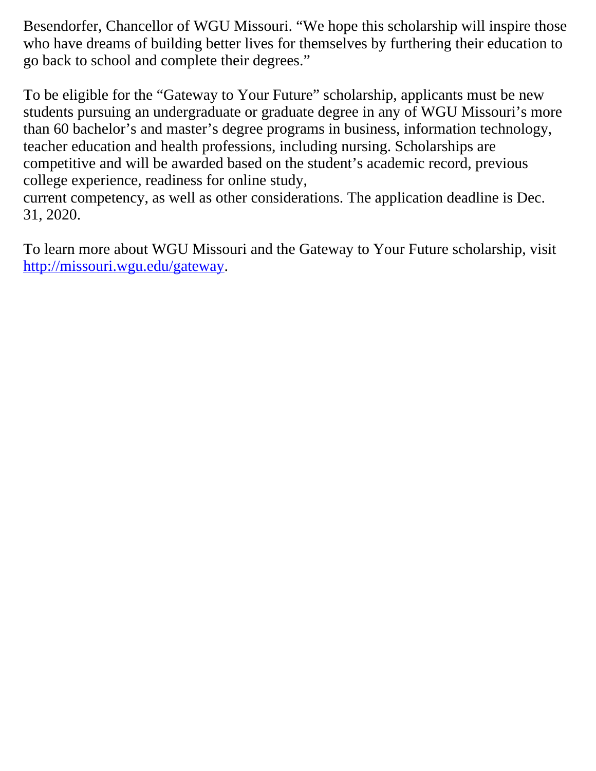Besendorfer, Chancellor of WGU Missouri. “We hope this scholarship will inspire those who have dreams of building better lives for themselves by furthering their education to go back to school and complete their degrees.”

To be eligible for the “Gateway to Your Future” scholarship, applicants must be new students pursuing an undergraduate or graduate degree in any of WGU Missouri’s more than 60 bachelor’s and master’s degree programs in business, information technology, teacher education and health professions, including nursing. Scholarships are competitive and will be awarded based on the student’s academic record, previous college experience, readiness for online study, current competency, as well as other considerations. The application deadline is Dec. 31, 2020.

To learn more about WGU Missouri and the Gateway to Your Future scholarship, visit [http://missouri.wgu.edu/gateway](http://missouri.wgu.edu/gateway).